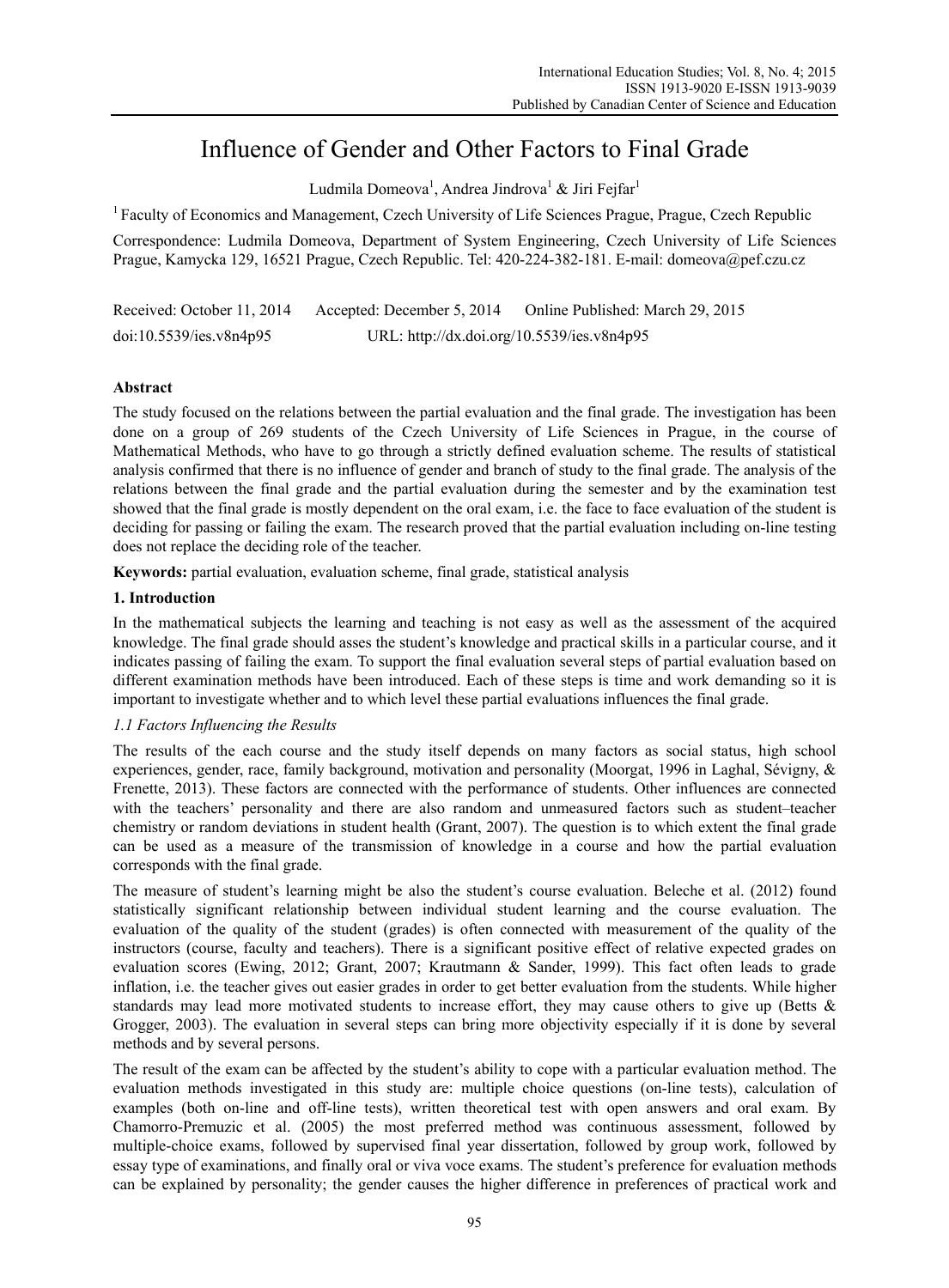# Influence of Gender and Other Factors to Final Grade

Ludmila Domeova[1], Andrea Jindrova[1] & Jiri Fejfar[1]

[1] Faculty of Economics and Management, Czech University of Life Sciences Prague, Prague, Czech Republic

Correspondence: Ludmila Domeova, Department of System Engineering, Czech University of Life Sciences Prague, Kamycka 129, 16521 Prague, Czech Republic. Tel: 420-224-382-181. E-mail: domeova@pef.czu.cz

Received: October 11, 2014 Accepted: December 5, 2014 Online Published: March 29, 2015

doi:10.5539/ies.v8n4p95 URL: http://dx.doi.org/10.5539/ies.v8n4p95

## Abstract

The study focused on the relations between the partial evaluation and the final grade. The investigation has been done on a group of 269 students of the Czech University of Life Sciences in Prague, in the course of Mathematical Methods, who have to go through a strictly defined evaluation scheme. The results of statistical analysis confirmed that there is no influence of gender and branch of study to the final grade. The analysis of the relations between the final grade and the partial evaluation during the semester and by the examination test showed that the final grade is mostly dependent on the oral exam, i.e. the face to face evaluation of the student is deciding for passing or failing the exam. The research proved that the partial evaluation including on-line testing does not replace the deciding role of the teacher.

**Keywords:** partial evaluation, evaluation scheme, final grade, statistical analysis

## 1. Introduction

In the mathematical subjects the learning and teaching is not easy as well as the assessment of the acquired knowledge. The final grade should asses the student's knowledge and practical skills in a particular course, and it indicates passing of failing the exam. To support the final evaluation several steps of partial evaluation based on different examination methods have been introduced. Each of these steps is time and work demanding so it is important to investigate whether and to which level these partial evaluations influences the final grade.

### *1.1 Factors Influencing the Results*

The results of the each course and the study itself depends on many factors as social status, high school experiences, gender, race, family background, motivation and personality (Moorgat, 1996 in Laghal, Sévigny, & Frenette, 2013). These factors are connected with the performance of students. Other influences are connected with the teachers' personality and there are also random and unmeasured factors such as student–teacher chemistry or random deviations in student health (Grant, 2007). The question is to which extent the final grade can be used as a measure of the transmission of knowledge in a course and how the partial evaluation corresponds with the final grade.

The measure of student's learning might be also the student's course evaluation. Beleche et al. (2012) found statistically significant relationship between individual student learning and the course evaluation. The evaluation of the quality of the student (grades) is often connected with measurement of the quality of the instructors (course, faculty and teachers). There is a significant positive effect of relative expected grades on evaluation scores (Ewing, 2012; Grant, 2007; Krautmann & Sander, 1999). This fact often leads to grade inflation, i.e. the teacher gives out easier grades in order to get better evaluation from the students. While higher standards may lead more motivated students to increase effort, they may cause others to give up (Betts & Grogger, 2003). The evaluation in several steps can bring more objectivity especially if it is done by several methods and by several persons.

The result of the exam can be affected by the student's ability to cope with a particular evaluation method. The evaluation methods investigated in this study are: multiple choice questions (on-line tests), calculation of examples (both on-line and off-line tests), written theoretical test with open answers and oral exam. By Chamorro-Premuzic et al. (2005) the most preferred method was continuous assessment, followed by multiple-choice exams, followed by supervised final year dissertation, followed by group work, followed by essay type of examinations, and finally oral or viva voce exams. The student's preference for evaluation methods can be explained by personality; the gender causes the higher difference in preferences of practical work and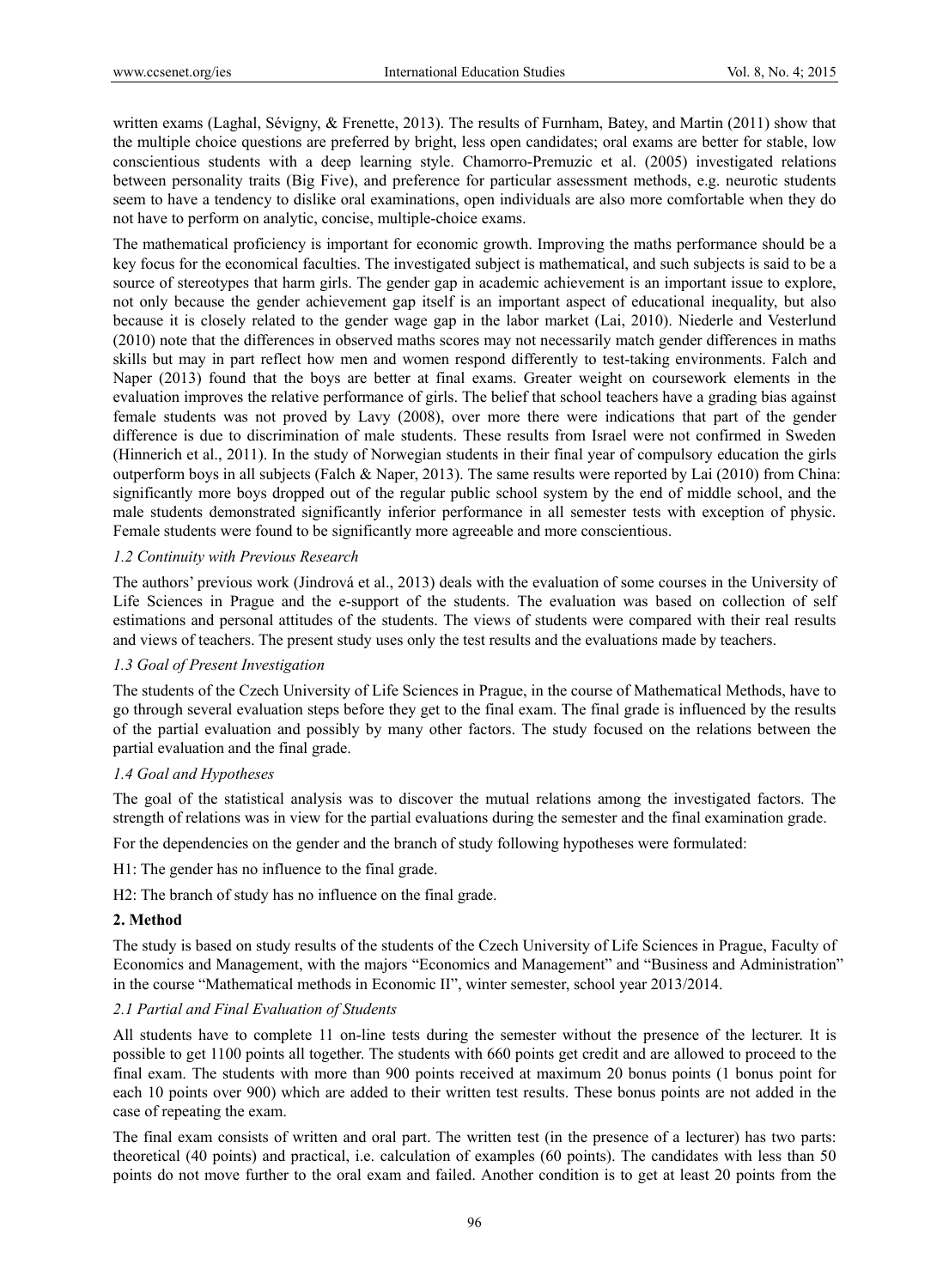written exams (Laghal, Sévigny, & Frenette, 2013). The results of Furnham, Batey, and Martin (2011) show that the multiple choice questions are preferred by bright, less open candidates; oral exams are better for stable, low conscientious students with a deep learning style. Chamorro-Premuzic et al. (2005) investigated relations between personality traits (Big Five), and preference for particular assessment methods, e.g. neurotic students seem to have a tendency to dislike oral examinations, open individuals are also more comfortable when they do not have to perform on analytic, concise, multiple-choice exams.

The mathematical proficiency is important for economic growth. Improving the maths performance should be a key focus for the economical faculties. The investigated subject is mathematical, and such subjects is said to be a source of stereotypes that harm girls. The gender gap in academic achievement is an important issue to explore, not only because the gender achievement gap itself is an important aspect of educational inequality, but also because it is closely related to the gender wage gap in the labor market (Lai, 2010). Niederle and Vesterlund (2010) note that the differences in observed maths scores may not necessarily match gender differences in maths skills but may in part reflect how men and women respond differently to test-taking environments. Falch and Naper (2013) found that the boys are better at final exams. Greater weight on coursework elements in the evaluation improves the relative performance of girls. The belief that school teachers have a grading bias against female students was not proved by Lavy (2008), over more there were indications that part of the gender difference is due to discrimination of male students. These results from Israel were not confirmed in Sweden (Hinnerich et al., 2011). In the study of Norwegian students in their final year of compulsory education the girls outperform boys in all subjects (Falch & Naper, 2013). The same results were reported by Lai (2010) from China: significantly more boys dropped out of the regular public school system by the end of middle school, and the male students demonstrated significantly inferior performance in all semester tests with exception of physic. Female students were found to be significantly more agreeable and more conscientious.

### *1.2 Continuity with Previous Research*

The authors' previous work (Jindrová et al., 2013) deals with the evaluation of some courses in the University of Life Sciences in Prague and the e-support of the students. The evaluation was based on collection of self estimations and personal attitudes of the students. The views of students were compared with their real results and views of teachers. The present study uses only the test results and the evaluations made by teachers.

### *1.3 Goal of Present Investigation*

The students of the Czech University of Life Sciences in Prague, in the course of Mathematical Methods, have to go through several evaluation steps before they get to the final exam. The final grade is influenced by the results of the partial evaluation and possibly by many other factors. The study focused on the relations between the partial evaluation and the final grade.

### *1.4 Goal and Hypotheses*

The goal of the statistical analysis was to discover the mutual relations among the investigated factors. The strength of relations was in view for the partial evaluations during the semester and the final examination grade.

For the dependencies on the gender and the branch of study following hypotheses were formulated:

H1: The gender has no influence to the final grade.

H2: The branch of study has no influence on the final grade.

## **2. Method**

The study is based on study results of the students of the Czech University of Life Sciences in Prague, Faculty of Economics and Management, with the majors "Economics and Management" and "Business and Administration" in the course "Mathematical methods in Economic II", winter semester, school year 2013/2014.

### *2.1 Partial and Final Evaluation of Students*

All students have to complete 11 on-line tests during the semester without the presence of the lecturer. It is possible to get 1100 points all together. The students with 660 points get credit and are allowed to proceed to the final exam. The students with more than 900 points received at maximum 20 bonus points (1 bonus point for each 10 points over 900) which are added to their written test results. These bonus points are not added in the case of repeating the exam.

The final exam consists of written and oral part. The written test (in the presence of a lecturer) has two parts: theoretical (40 points) and practical, i.e. calculation of examples (60 points). The candidates with less than 50 points do not move further to the oral exam and failed. Another condition is to get at least 20 points from the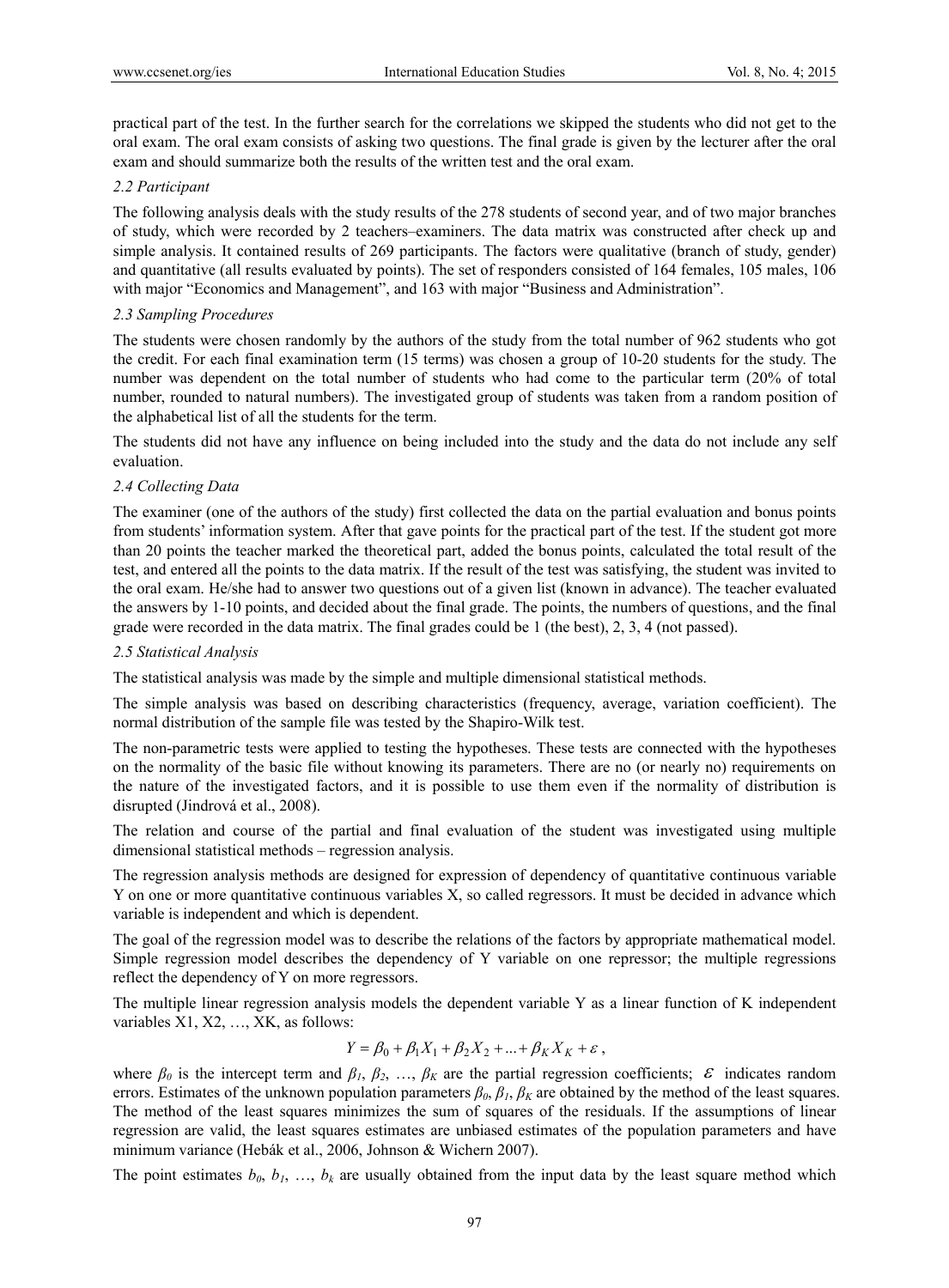practical part of the test. In the further search for the correlations we skipped the students who did not get to the oral exam. The oral exam consists of asking two questions. The final grade is given by the lecturer after the oral exam and should summarize both the results of the written test and the oral exam.

### *2.2 Participant*

The following analysis deals with the study results of the 278 students of second year, and of two major branches of study, which were recorded by 2 teachers–examiners. The data matrix was constructed after check up and simple analysis. It contained results of 269 participants. The factors were qualitative (branch of study, gender) and quantitative (all results evaluated by points). The set of responders consisted of 164 females, 105 males, 106 with major "Economics and Management", and 163 with major "Business and Administration".

### *2.3 Sampling Procedures*

The students were chosen randomly by the authors of the study from the total number of 962 students who got the credit. For each final examination term (15 terms) was chosen a group of 10-20 students for the study. The number was dependent on the total number of students who had come to the particular term (20% of total number, rounded to natural numbers). The investigated group of students was taken from a random position of the alphabetical list of all the students for the term.

The students did not have any influence on being included into the study and the data do not include any self evaluation.

### *2.4 Collecting Data*

The examiner (one of the authors of the study) first collected the data on the partial evaluation and bonus points from students' information system. After that gave points for the practical part of the test. If the student got more than 20 points the teacher marked the theoretical part, added the bonus points, calculated the total result of the test, and entered all the points to the data matrix. If the result of the test was satisfying, the student was invited to the oral exam. He/she had to answer two questions out of a given list (known in advance). The teacher evaluated the answers by 1-10 points, and decided about the final grade. The points, the numbers of questions, and the final grade were recorded in the data matrix. The final grades could be 1 (the best), 2, 3, 4 (not passed).

### *2.5 Statistical Analysis*

The statistical analysis was made by the simple and multiple dimensional statistical methods.

The simple analysis was based on describing characteristics (frequency, average, variation coefficient). The normal distribution of the sample file was tested by the Shapiro-Wilk test.

The non-parametric tests were applied to testing the hypotheses. These tests are connected with the hypotheses on the normality of the basic file without knowing its parameters. There are no (or nearly no) requirements on the nature of the investigated factors, and it is possible to use them even if the normality of distribution is disrupted (Jindrová et al., 2008).

The relation and course of the partial and final evaluation of the student was investigated using multiple dimensional statistical methods – regression analysis.

The regression analysis methods are designed for expression of dependency of quantitative continuous variable Y on one or more quantitative continuous variables X, so called regressors. It must be decided in advance which variable is independent and which is dependent.

The goal of the regression model was to describe the relations of the factors by appropriate mathematical model. Simple regression model describes the dependency of Y variable on one repressor; the multiple regressions reflect the dependency of Y on more regressors.

The multiple linear regression analysis models the dependent variable Y as a linear function of K independent variables X1, X2, …, XK, as follows:

$$Y = \beta_0 + \beta_1 X_1 + \beta_2 X_2 + ... + \beta_K X_K + \varepsilon,$$

where $\beta_0$ is the intercept term and $\beta_1$, $\beta_2$, …, $\beta_K$ are the partial regression coefficients; $\varepsilon$ indicates random errors. Estimates of the unknown population parameters $\beta_0$, $\beta_1$, $\beta_K$ are obtained by the method of the least squares. The method of the least squares minimizes the sum of squares of the residuals. If the assumptions of linear regression are valid, the least squares estimates are unbiased estimates of the population parameters and have minimum variance (Hebák et al., 2006, Johnson & Wichern 2007).

The point estimates $b_0$, $b_1$, …, $b_k$ are usually obtained from the input data by the least square method which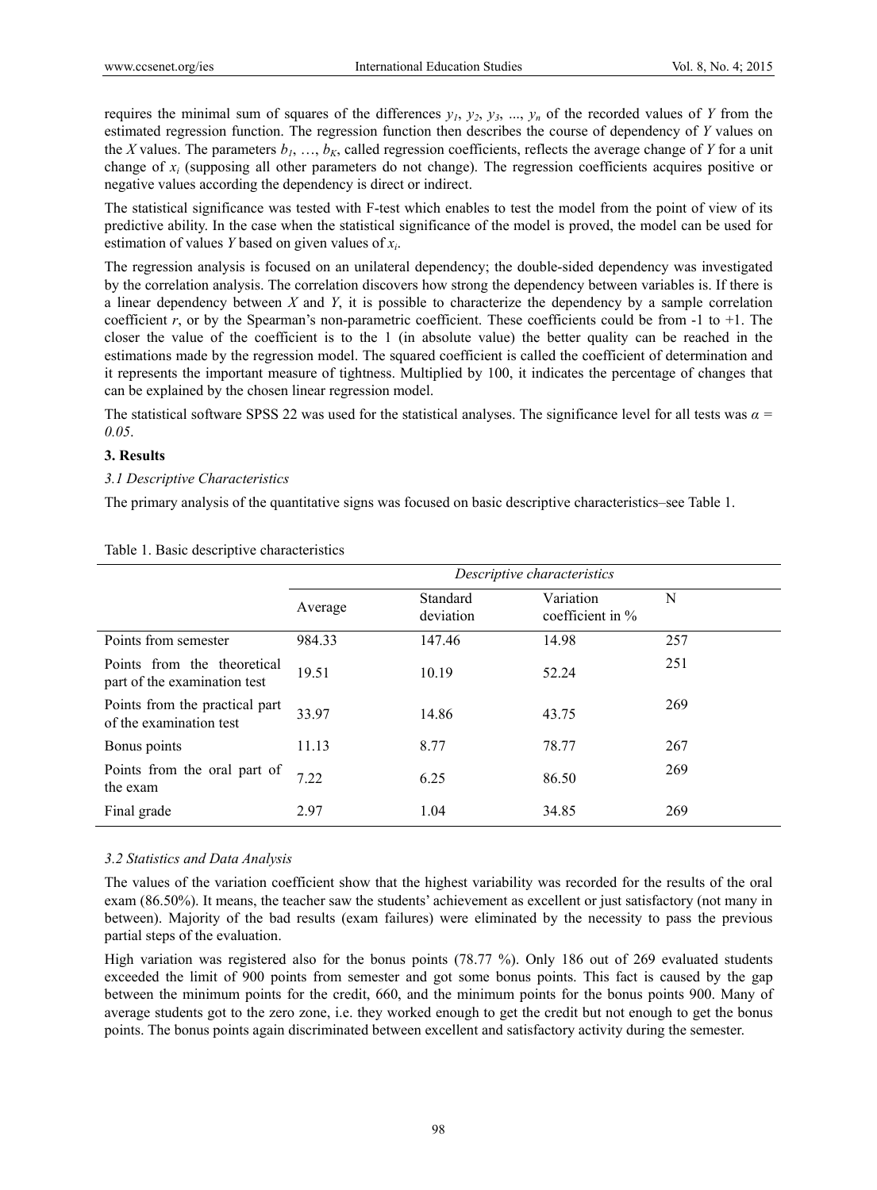requires the minimal sum of squares of the differences $y_1$, $y_2$, $y_3$, ..., $y_n$ of the recorded values of $Y$ from the estimated regression function. The regression function then describes the course of dependency of $Y$ values on the $X$ values. The parameters $b_1$, …, $b_K$, called regression coefficients, reflects the average change of $Y$ for a unit change of $x_i$ (supposing all other parameters do not change). The regression coefficients acquires positive or negative values according the dependency is direct or indirect.

The statistical significance was tested with F-test which enables to test the model from the point of view of its predictive ability. In the case when the statistical significance of the model is proved, the model can be used for estimation of values $Y$ based on given values of $x_i$.

The regression analysis is focused on an unilateral dependency; the double-sided dependency was investigated by the correlation analysis. The correlation discovers how strong the dependency between variables is. If there is a linear dependency between $X$ and $Y$, it is possible to characterize the dependency by a sample correlation coefficient $r$, or by the Spearman's non-parametric coefficient. These coefficients could be from -1 to +1. The closer the value of the coefficient is to the 1 (in absolute value) the better quality can be reached in the estimations made by the regression model. The squared coefficient is called the coefficient of determination and it represents the important measure of tightness. Multiplied by 100, it indicates the percentage of changes that can be explained by the chosen linear regression model.

The statistical software SPSS 22 was used for the statistical analyses. The significance level for all tests was $\alpha = 0.05$.

## 3. Results

### 3.1 Descriptive Characteristics

The primary analysis of the quantitative signs was focused on basic descriptive characteristics–see Table 1.

Table 1. Basic descriptive characteristics

| | *Descriptive characteristics* | | | |
|---|---|---|---|---|
| | Average | Standard deviation | Variation coefficient in % | N |
| Points from semester | 984.33 | 147.46 | 14.98 | 257 |
| Points from the theoretical part of the examination test | 19.51 | 10.19 | 52.24 | 251 |
| Points from the practical part of the examination test | 33.97 | 14.86 | 43.75 | 269 |
| Bonus points | 11.13 | 8.77 | 78.77 | 267 |
| Points from the oral part of the exam | 7.22 | 6.25 | 86.50 | 269 |
| Final grade | 2.97 | 1.04 | 34.85 | 269 |

### 3.2 Statistics and Data Analysis

The values of the variation coefficient show that the highest variability was recorded for the results of the oral exam (86.50%). It means, the teacher saw the students' achievement as excellent or just satisfactory (not many in between). Majority of the bad results (exam failures) were eliminated by the necessity to pass the previous partial steps of the evaluation.

High variation was registered also for the bonus points (78.77 %). Only 186 out of 269 evaluated students exceeded the limit of 900 points from semester and got some bonus points. This fact is caused by the gap between the minimum points for the credit, 660, and the minimum points for the bonus points 900. Many of average students got to the zero zone, i.e. they worked enough to get the credit but not enough to get the bonus points. The bonus points again discriminated between excellent and satisfactory activity during the semester.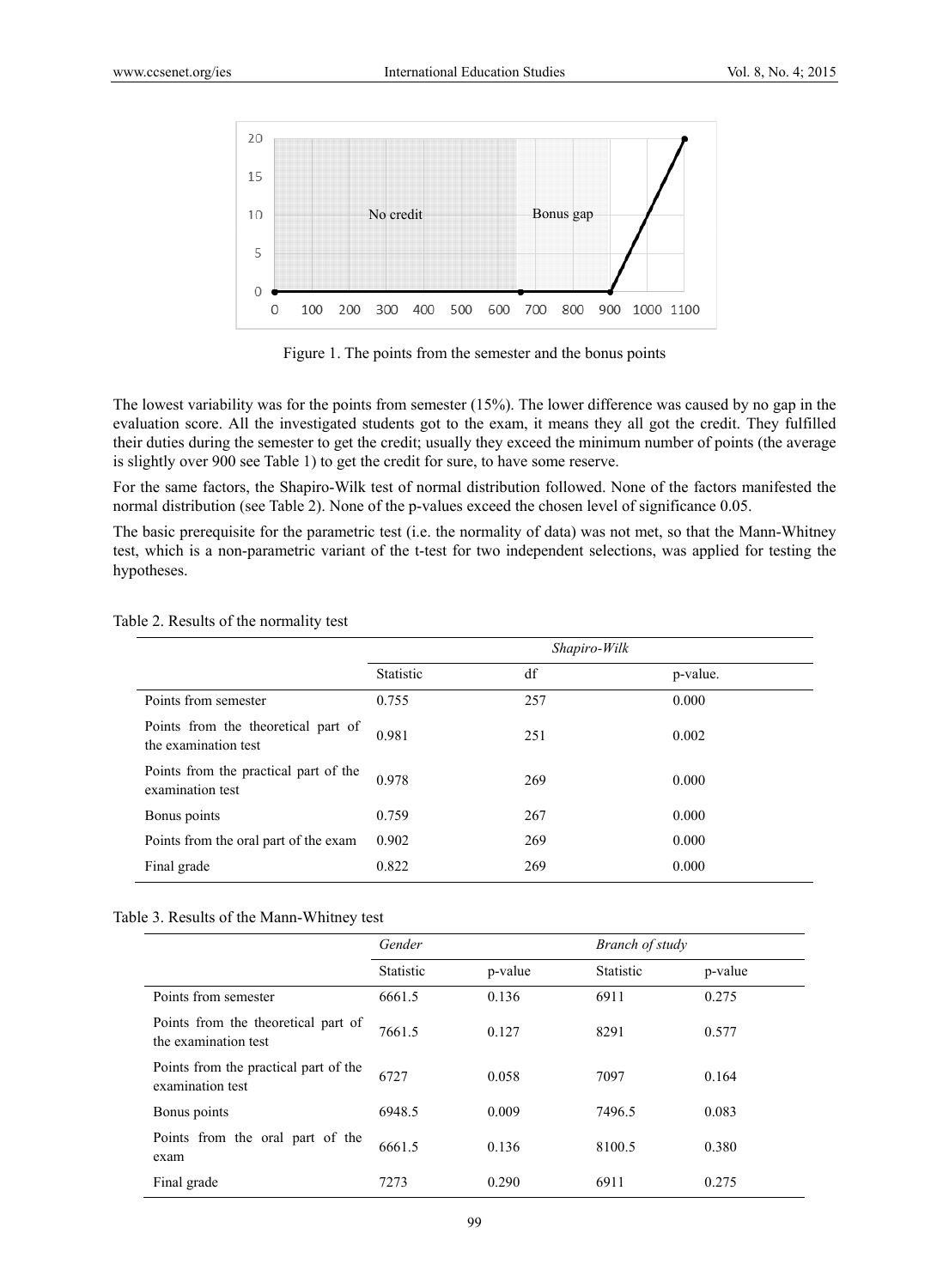Figure 1. The points from the semester and the bonus points

The lowest variability was for the points from semester (15%). The lower difference was caused by no gap in the evaluation score. All the investigated students got to the exam, it means they all got the credit. They fulfilled their duties during the semester to get the credit; usually they exceed the minimum number of points (the average is slightly over 900 see Table 1) to get the credit for sure, to have some reserve.

For the same factors, the Shapiro-Wilk test of normal distribution followed. None of the factors manifested the normal distribution (see Table 2). None of the p-values exceed the chosen level of significance 0.05.

The basic prerequisite for the parametric test (i.e. the normality of data) was not met, so that the Mann-Whitney test, which is a non-parametric variant of the t-test for two independent selections, was applied for testing the hypotheses.

Table 2. Results of the normality test

| | *Shapiro-Wilk* | | |
|---|---|---|---|
| | Statistic | df | p-value. |
| Points from semester | 0.755 | 257 | 0.000 |
| Points from the theoretical part of the examination test | 0.981 | 251 | 0.002 |
| Points from the practical part of the examination test | 0.978 | 269 | 0.000 |
| Bonus points | 0.759 | 267 | 0.000 |
| Points from the oral part of the exam | 0.902 | 269 | 0.000 |
| Final grade | 0.822 | 269 | 0.000 |

Table 3. Results of the Mann-Whitney test

| | *Gender* | | *Branch of study* | |
|---|---|---|---|---|
| | Statistic | p-value | Statistic | p-value |
| Points from semester | 6661.5 | 0.136 | 6911 | 0.275 |
| Points from the theoretical part of the examination test | 7661.5 | 0.127 | 8291 | 0.577 |
| Points from the practical part of the examination test | 6727 | 0.058 | 7097 | 0.164 |
| Bonus points | 6948.5 | 0.009 | 7496.5 | 0.083 |
| Points from the oral part of the exam | 6661.5 | 0.136 | 8100.5 | 0.380 |
| Final grade | 7273 | 0.290 | 6911 | 0.275 |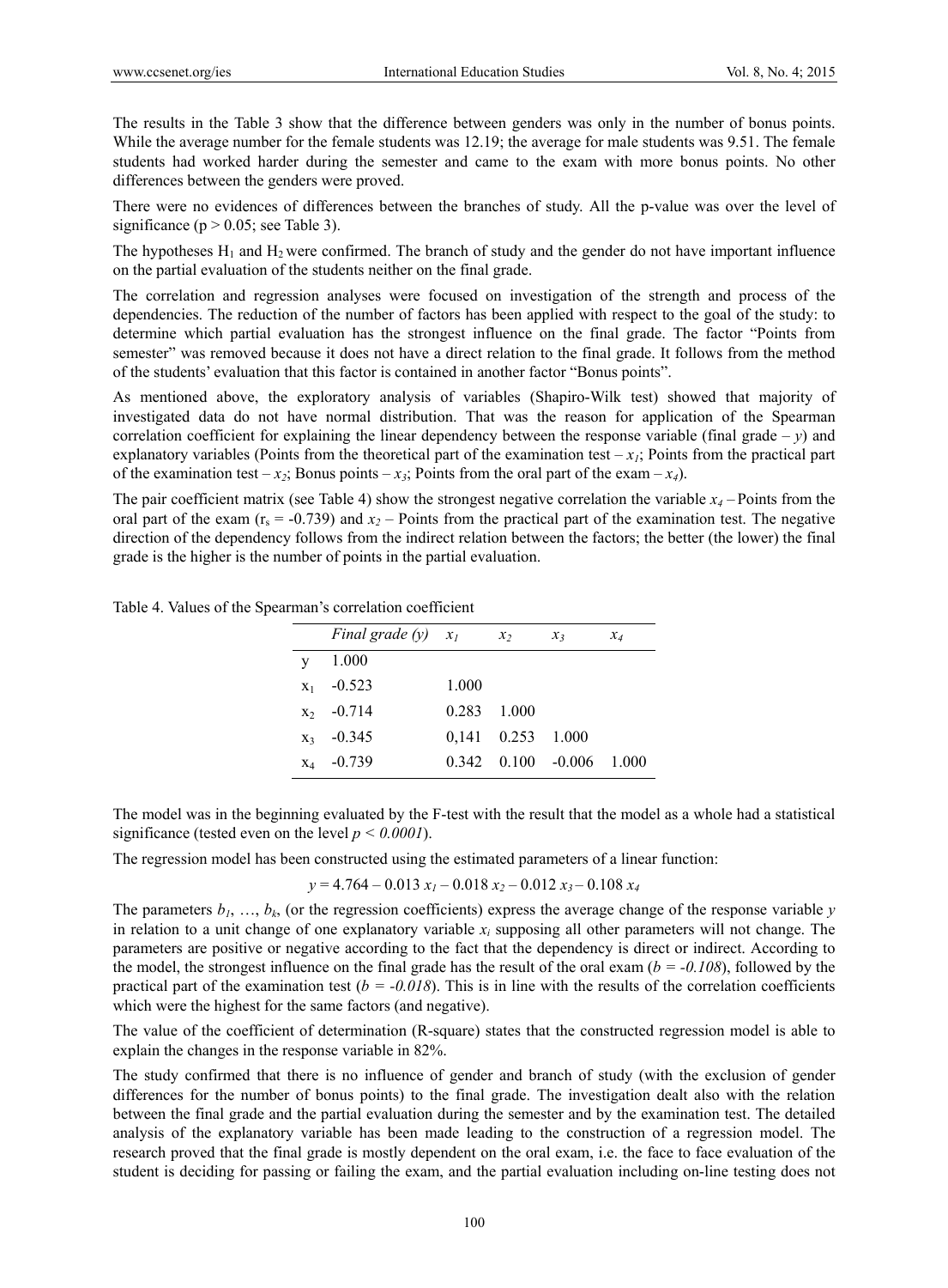The results in the Table 3 show that the difference between genders was only in the number of bonus points. While the average number for the female students was 12.19; the average for male students was 9.51. The female students had worked harder during the semester and came to the exam with more bonus points. No other differences between the genders were proved.

There were no evidences of differences between the branches of study. All the p-value was over the level of significance ($p > 0.05$; see Table 3).

The hypotheses $H_1$ and $H_2$ were confirmed. The branch of study and the gender do not have important influence on the partial evaluation of the students neither on the final grade.

The correlation and regression analyses were focused on investigation of the strength and process of the dependencies. The reduction of the number of factors has been applied with respect to the goal of the study: to determine which partial evaluation has the strongest influence on the final grade. The factor "Points from semester" was removed because it does not have a direct relation to the final grade. It follows from the method of the students' evaluation that this factor is contained in another factor "Bonus points".

As mentioned above, the exploratory analysis of variables (Shapiro-Wilk test) showed that majority of investigated data do not have normal distribution. That was the reason for application of the Spearman correlation coefficient for explaining the linear dependency between the response variable (final grade – $y$) and explanatory variables (Points from the theoretical part of the examination test – $x_1$; Points from the practical part of the examination test – $x_2$; Bonus points – $x_3$; Points from the oral part of the exam – $x_4$).

The pair coefficient matrix (see Table 4) show the strongest negative correlation the variable $x_4$ – Points from the oral part of the exam ($r_s = -0.739$) and $x_2$ – Points from the practical part of the examination test. The negative direction of the dependency follows from the indirect relation between the factors; the better (the lower) the final grade is the higher is the number of points in the partial evaluation.

Table 4. Values of the Spearman's correlation coefficient

| | *Final grade (y)* | $x_1$ | $x_2$ | $x_3$ | $x_4$ |
|---|---|---|---|---|---|
| y | 1.000 | | | | |
| $x_1$ | -0.523 | 1.000 | | | |
| $x_2$ | -0.714 | 0.283 | 1.000 | | |
| $x_3$ | -0.345 | 0,141 | 0.253 | 1.000 | |
| $x_4$ | -0.739 | 0.342 | 0.100 | -0.006 | 1.000 |

The model was in the beginning evaluated by the F-test with the result that the model as a whole had a statistical significance (tested even on the level $p < 0.0001$).

The regression model has been constructed using the estimated parameters of a linear function:

$$y = 4.764 - 0.013\,x_1 - 0.018\,x_2 - 0.012\,x_3 - 0.108\,x_4$$

The parameters $b_1, \ldots, b_k$, (or the regression coefficients) express the average change of the response variable $y$ in relation to a unit change of one explanatory variable $x_i$ supposing all other parameters will not change. The parameters are positive or negative according to the fact that the dependency is direct or indirect. According to the model, the strongest influence on the final grade has the result of the oral exam ($b = -0.108$), followed by the practical part of the examination test ($b = -0.018$). This is in line with the results of the correlation coefficients which were the highest for the same factors (and negative).

The value of the coefficient of determination (R-square) states that the constructed regression model is able to explain the changes in the response variable in 82%.

The study confirmed that there is no influence of gender and branch of study (with the exclusion of gender differences for the number of bonus points) to the final grade. The investigation dealt also with the relation between the final grade and the partial evaluation during the semester and by the examination test. The detailed analysis of the explanatory variable has been made leading to the construction of a regression model. The research proved that the final grade is mostly dependent on the oral exam, i.e. the face to face evaluation of the student is deciding for passing or failing the exam, and the partial evaluation including on-line testing does not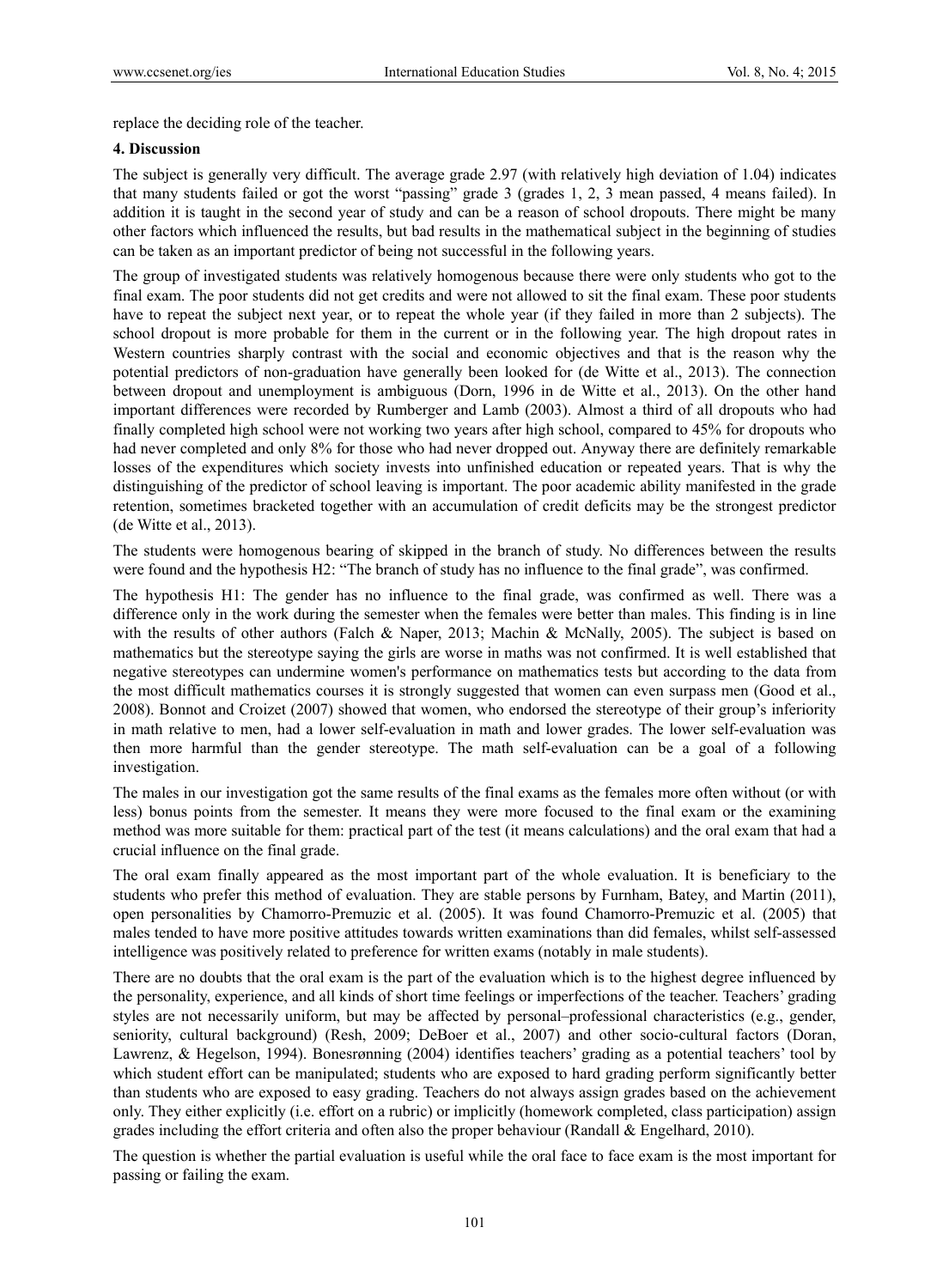replace the deciding role of the teacher.

### 4. Discussion

The subject is generally very difficult. The average grade 2.97 (with relatively high deviation of 1.04) indicates that many students failed or got the worst "passing" grade 3 (grades 1, 2, 3 mean passed, 4 means failed). In addition it is taught in the second year of study and can be a reason of school dropouts. There might be many other factors which influenced the results, but bad results in the mathematical subject in the beginning of studies can be taken as an important predictor of being not successful in the following years.

The group of investigated students was relatively homogenous because there were only students who got to the final exam. The poor students did not get credits and were not allowed to sit the final exam. These poor students have to repeat the subject next year, or to repeat the whole year (if they failed in more than 2 subjects). The school dropout is more probable for them in the current or in the following year. The high dropout rates in Western countries sharply contrast with the social and economic objectives and that is the reason why the potential predictors of non-graduation have generally been looked for (de Witte et al., 2013). The connection between dropout and unemployment is ambiguous (Dorn, 1996 in de Witte et al., 2013). On the other hand important differences were recorded by Rumberger and Lamb (2003). Almost a third of all dropouts who had finally completed high school were not working two years after high school, compared to 45% for dropouts who had never completed and only 8% for those who had never dropped out. Anyway there are definitely remarkable losses of the expenditures which society invests into unfinished education or repeated years. That is why the distinguishing of the predictor of school leaving is important. The poor academic ability manifested in the grade retention, sometimes bracketed together with an accumulation of credit deficits may be the strongest predictor (de Witte et al., 2013).

The students were homogenous bearing of skipped in the branch of study. No differences between the results were found and the hypothesis H2: "The branch of study has no influence to the final grade", was confirmed.

The hypothesis H1: The gender has no influence to the final grade, was confirmed as well. There was a difference only in the work during the semester when the females were better than males. This finding is in line with the results of other authors (Falch & Naper, 2013; Machin & McNally, 2005). The subject is based on mathematics but the stereotype saying the girls are worse in maths was not confirmed. It is well established that negative stereotypes can undermine women's performance on mathematics tests but according to the data from the most difficult mathematics courses it is strongly suggested that women can even surpass men (Good et al., 2008). Bonnot and Croizet (2007) showed that women, who endorsed the stereotype of their group's inferiority in math relative to men, had a lower self-evaluation in math and lower grades. The lower self-evaluation was then more harmful than the gender stereotype. The math self-evaluation can be a goal of a following investigation.

The males in our investigation got the same results of the final exams as the females more often without (or with less) bonus points from the semester. It means they were more focused to the final exam or the examining method was more suitable for them: practical part of the test (it means calculations) and the oral exam that had a crucial influence on the final grade.

The oral exam finally appeared as the most important part of the whole evaluation. It is beneficiary to the students who prefer this method of evaluation. They are stable persons by Furnham, Batey, and Martin (2011), open personalities by Chamorro-Premuzic et al. (2005). It was found Chamorro-Premuzic et al. (2005) that males tended to have more positive attitudes towards written examinations than did females, whilst self-assessed intelligence was positively related to preference for written exams (notably in male students).

There are no doubts that the oral exam is the part of the evaluation which is to the highest degree influenced by the personality, experience, and all kinds of short time feelings or imperfections of the teacher. Teachers' grading styles are not necessarily uniform, but may be affected by personal–professional characteristics (e.g., gender, seniority, cultural background) (Resh, 2009; DeBoer et al., 2007) and other socio-cultural factors (Doran, Lawrenz, & Hegelson, 1994). Bonesrønning (2004) identifies teachers' grading as a potential teachers' tool by which student effort can be manipulated; students who are exposed to hard grading perform significantly better than students who are exposed to easy grading. Teachers do not always assign grades based on the achievement only. They either explicitly (i.e. effort on a rubric) or implicitly (homework completed, class participation) assign grades including the effort criteria and often also the proper behaviour (Randall & Engelhard, 2010).

The question is whether the partial evaluation is useful while the oral face to face exam is the most important for passing or failing the exam.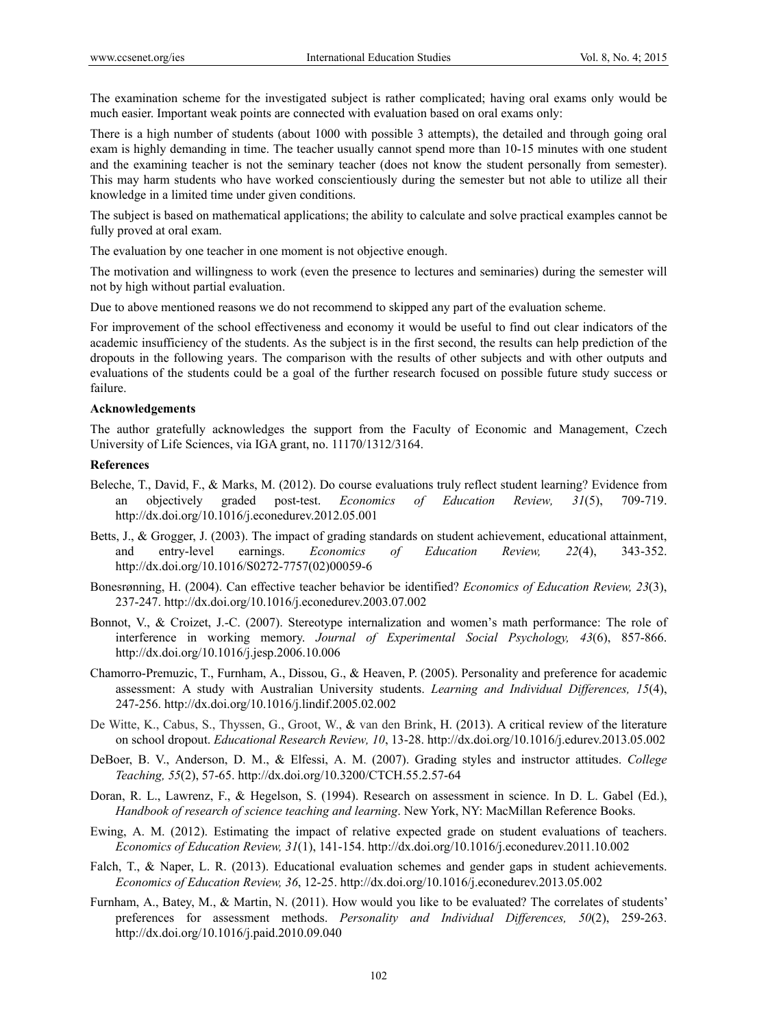The examination scheme for the investigated subject is rather complicated; having oral exams only would be much easier. Important weak points are connected with evaluation based on oral exams only:

There is a high number of students (about 1000 with possible 3 attempts), the detailed and through going oral exam is highly demanding in time. The teacher usually cannot spend more than 10-15 minutes with one student and the examining teacher is not the seminary teacher (does not know the student personally from semester). This may harm students who have worked conscientiously during the semester but not able to utilize all their knowledge in a limited time under given conditions.

The subject is based on mathematical applications; the ability to calculate and solve practical examples cannot be fully proved at oral exam.

The evaluation by one teacher in one moment is not objective enough.

The motivation and willingness to work (even the presence to lectures and seminaries) during the semester will not by high without partial evaluation.

Due to above mentioned reasons we do not recommend to skipped any part of the evaluation scheme.

For improvement of the school effectiveness and economy it would be useful to find out clear indicators of the academic insufficiency of the students. As the subject is in the first second, the results can help prediction of the dropouts in the following years. The comparison with the results of other subjects and with other outputs and evaluations of the students could be a goal of the further research focused on possible future study success or failure.

**Acknowledgements**

The author gratefully acknowledges the support from the Faculty of Economic and Management, Czech University of Life Sciences, via IGA grant, no. 11170/1312/3164.

**References**

Beleche, T., David, F., & Marks, M. (2012). Do course evaluations truly reflect student learning? Evidence from an objectively graded post-test. *Economics of Education Review, 31*(5), 709-719. http://dx.doi.org/10.1016/j.econedurev.2012.05.001

Betts, J., & Grogger, J. (2003). The impact of grading standards on student achievement, educational attainment, and entry-level earnings. *Economics of Education Review, 22*(4), 343-352. http://dx.doi.org/10.1016/S0272-7757(02)00059-6

Bonesrønning, H. (2004). Can effective teacher behavior be identified? *Economics of Education Review, 23*(3), 237-247. http://dx.doi.org/10.1016/j.econedurev.2003.07.002

Bonnot, V., & Croizet, J.-C. (2007). Stereotype internalization and women's math performance: The role of interference in working memory. *Journal of Experimental Social Psychology, 43*(6), 857-866. http://dx.doi.org/10.1016/j.jesp.2006.10.006

Chamorro-Premuzic, T., Furnham, A., Dissou, G., & Heaven, P. (2005). Personality and preference for academic assessment: A study with Australian University students. *Learning and Individual Differences, 15*(4), 247-256. http://dx.doi.org/10.1016/j.lindif.2005.02.002

De Witte, K., Cabus, S., Thyssen, G., Groot, W., & van den Brink, H. (2013). A critical review of the literature on school dropout. *Educational Research Review, 10*, 13-28. http://dx.doi.org/10.1016/j.edurev.2013.05.002

DeBoer, B. V., Anderson, D. M., & Elfessi, A. M. (2007). Grading styles and instructor attitudes. *College Teaching, 55*(2), 57-65. http://dx.doi.org/10.3200/CTCH.55.2.57-64

Doran, R. L., Lawrenz, F., & Hegelson, S. (1994). Research on assessment in science. In D. L. Gabel (Ed.), *Handbook of research of science teaching and learning*. New York, NY: MacMillan Reference Books.

Ewing, A. M. (2012). Estimating the impact of relative expected grade on student evaluations of teachers. *Economics of Education Review, 31*(1), 141-154. http://dx.doi.org/10.1016/j.econedurev.2011.10.002

Falch, T., & Naper, L. R. (2013). Educational evaluation schemes and gender gaps in student achievements. *Economics of Education Review, 36*, 12-25. http://dx.doi.org/10.1016/j.econedurev.2013.05.002

Furnham, A., Batey, M., & Martin, N. (2011). How would you like to be evaluated? The correlates of students' preferences for assessment methods. *Personality and Individual Differences, 50*(2), 259-263. http://dx.doi.org/10.1016/j.paid.2010.09.040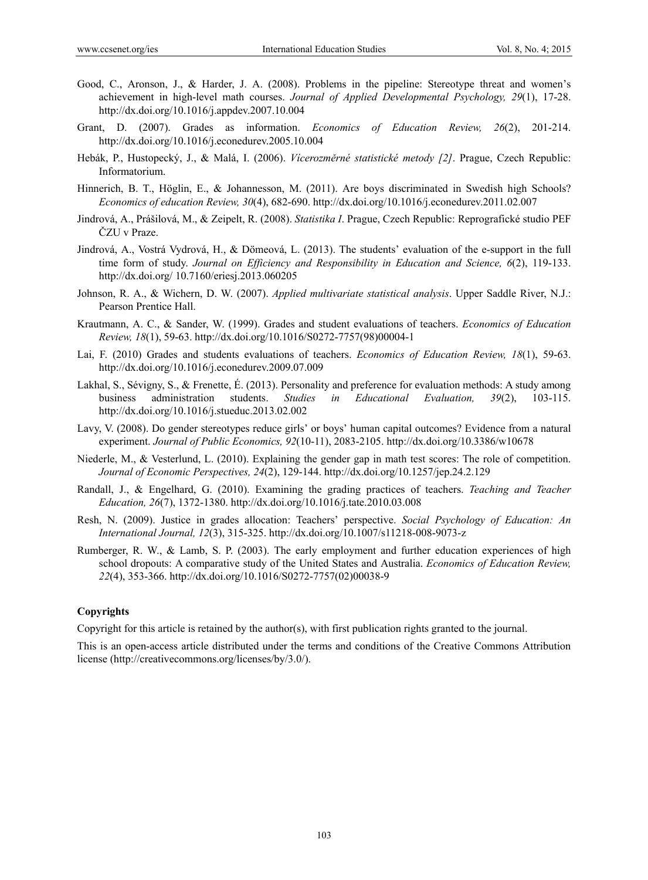Good, C., Aronson, J., & Harder, J. A. (2008). Problems in the pipeline: Stereotype threat and women's achievement in high-level math courses. *Journal of Applied Developmental Psychology, 29*(1), 17-28. http://dx.doi.org/10.1016/j.appdev.2007.10.004

Grant, D. (2007). Grades as information. *Economics of Education Review, 26*(2), 201-214. http://dx.doi.org/10.1016/j.econedurev.2005.10.004

Hebák, P., Hustopecký, J., & Malá, I. (2006). *Vícerozměrné statistické metody [2]*. Prague, Czech Republic: Informatorium.

Hinnerich, B. T., Höglin, E., & Johannesson, M. (2011). Are boys discriminated in Swedish high Schools? *Economics of education Review, 30*(4), 682-690. http://dx.doi.org/10.1016/j.econedurev.2011.02.007

Jindrová, A., Prášilová, M., & Zeipelt, R. (2008). *Statistika I*. Prague, Czech Republic: Reprografické studio PEF ČZU v Praze.

Jindrová, A., Vostrá Vydrová, H., & Dömeová, L. (2013). The students' evaluation of the e-support in the full time form of study. *Journal on Efficiency and Responsibility in Education and Science, 6*(2), 119-133. http://dx.doi.org/ 10.7160/eriesj.2013.060205

Johnson, R. A., & Wichern, D. W. (2007). *Applied multivariate statistical analysis*. Upper Saddle River, N.J.: Pearson Prentice Hall.

Krautmann, A. C., & Sander, W. (1999). Grades and student evaluations of teachers. *Economics of Education Review, 18*(1), 59-63. http://dx.doi.org/10.1016/S0272-7757(98)00004-1

Lai, F. (2010) Grades and students evaluations of teachers. *Economics of Education Review, 18*(1), 59-63. http://dx.doi.org/10.1016/j.econedurev.2009.07.009

Lakhal, S., Sévigny, S., & Frenette, É. (2013). Personality and preference for evaluation methods: A study among business administration students. *Studies in Educational Evaluation, 39*(2), 103-115. http://dx.doi.org/10.1016/j.stueduc.2013.02.002

Lavy, V. (2008). Do gender stereotypes reduce girls' or boys' human capital outcomes? Evidence from a natural experiment. *Journal of Public Economics, 92*(10-11), 2083-2105. http://dx.doi.org/10.3386/w10678

Niederle, M., & Vesterlund, L. (2010). Explaining the gender gap in math test scores: The role of competition. *Journal of Economic Perspectives, 24*(2), 129-144. http://dx.doi.org/10.1257/jep.24.2.129

Randall, J., & Engelhard, G. (2010). Examining the grading practices of teachers. *Teaching and Teacher Education, 26*(7), 1372-1380. http://dx.doi.org/10.1016/j.tate.2010.03.008

Resh, N. (2009). Justice in grades allocation: Teachers' perspective. *Social Psychology of Education: An International Journal, 12*(3), 315-325. http://dx.doi.org/10.1007/s11218-008-9073-z

Rumberger, R. W., & Lamb, S. P. (2003). The early employment and further education experiences of high school dropouts: A comparative study of the United States and Australia. *Economics of Education Review, 22*(4), 353-366. http://dx.doi.org/10.1016/S0272-7757(02)00038-9

**Copyrights**

Copyright for this article is retained by the author(s), with first publication rights granted to the journal.

This is an open-access article distributed under the terms and conditions of the Creative Commons Attribution license (http://creativecommons.org/licenses/by/3.0/).